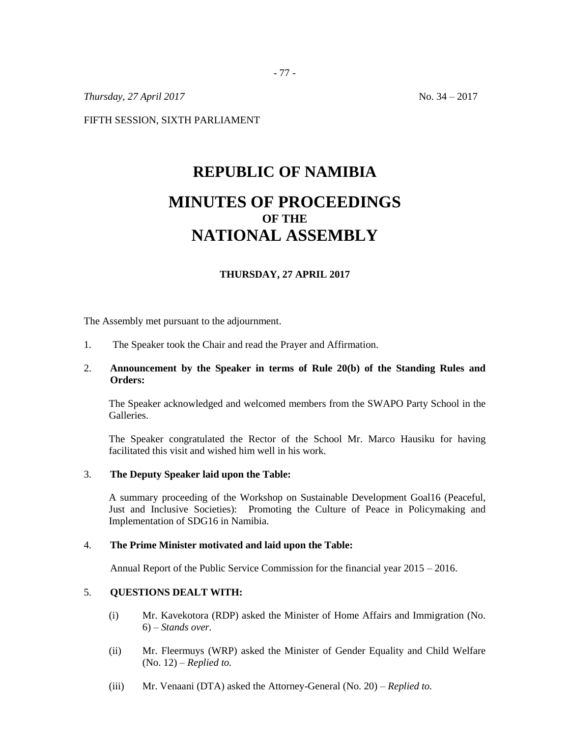*Thursday, 27 April 2017* No. 34 – 2017

FIFTH SESSION, SIXTH PARLIAMENT

# REPUBLIC OF NAMIBIA

# MINUTES OF PROCEEDINGS
### OF THE
# NATIONAL ASSEMBLY

**THURSDAY, 27 APRIL 2017**

The Assembly met pursuant to the adjournment.

1. The Speaker took the Chair and read the Prayer and Affirmation.

2. **Announcement by the Speaker in terms of Rule 20(b) of the Standing Rules and Orders:**

   The Speaker acknowledged and welcomed members from the SWAPO Party School in the Galleries.

   The Speaker congratulated the Rector of the School Mr. Marco Hausiku for having facilitated this visit and wished him well in his work.

3. **The Deputy Speaker laid upon the Table:**

   A summary proceeding of the Workshop on Sustainable Development Goal16 (Peaceful, Just and Inclusive Societies): Promoting the Culture of Peace in Policymaking and Implementation of SDG16 in Namibia.

4. **The Prime Minister motivated and laid upon the Table:**

   Annual Report of the Public Service Commission for the financial year 2015 – 2016.

5. **QUESTIONS DEALT WITH:**

   (i) Mr. Kavekotora (RDP) asked the Minister of Home Affairs and Immigration (No. 6) – *Stands over.*

   (ii) Mr. Fleermuys (WRP) asked the Minister of Gender Equality and Child Welfare (No. 12) – *Replied to.*

   (iii) Mr. Venaani (DTA) asked the Attorney-General (No. 20) – *Replied to.*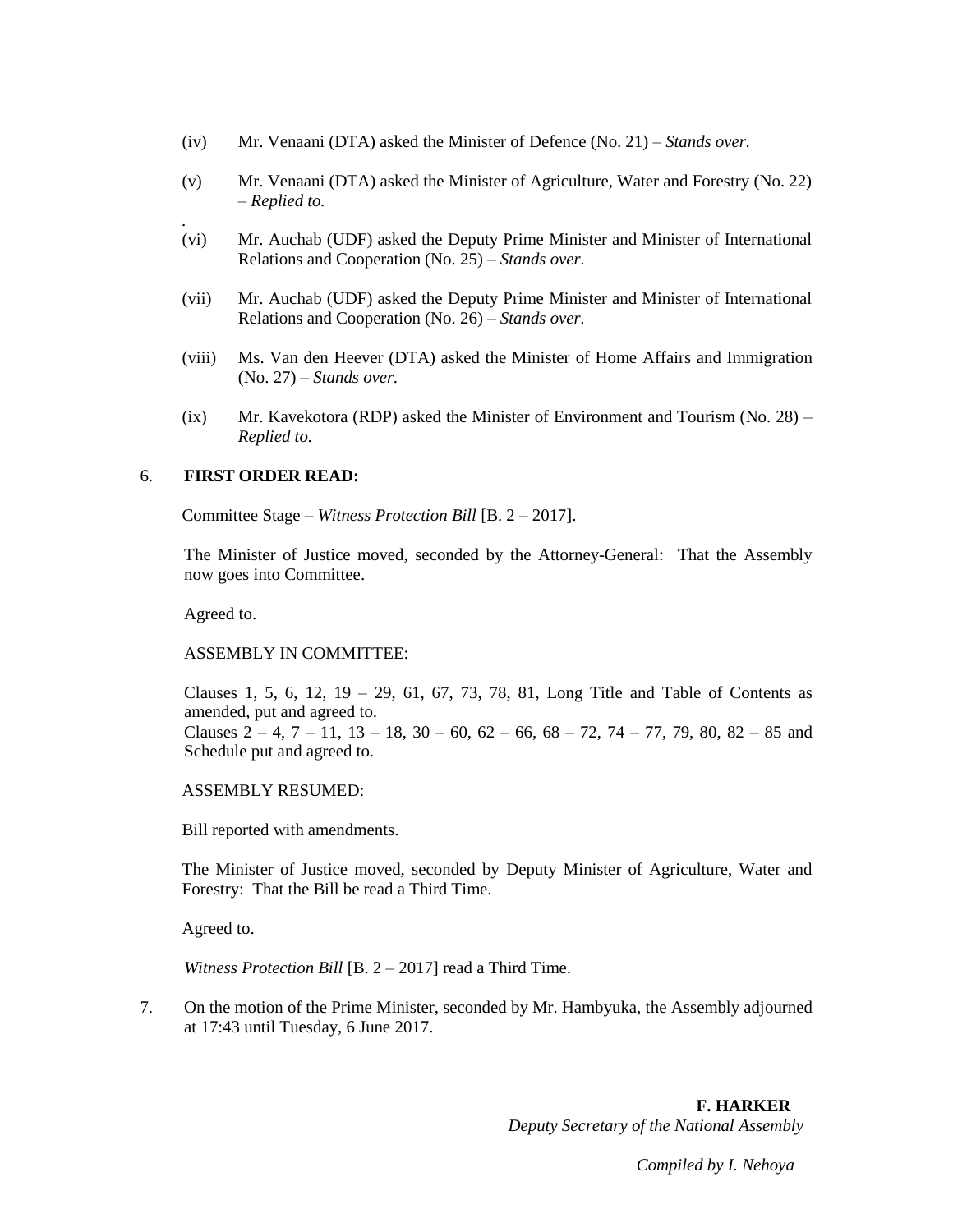(iv) Mr. Venaani (DTA) asked the Minister of Defence (No. 21) – *Stands over.*

(v) Mr. Venaani (DTA) asked the Minister of Agriculture, Water and Forestry (No. 22) – *Replied to.*

(vi) Mr. Auchab (UDF) asked the Deputy Prime Minister and Minister of International Relations and Cooperation (No. 25) – *Stands over.*

(vii) Mr. Auchab (UDF) asked the Deputy Prime Minister and Minister of International Relations and Cooperation (No. 26) – *Stands over.*

(viii) Ms. Van den Heever (DTA) asked the Minister of Home Affairs and Immigration (No. 27) – *Stands over.*

(ix) Mr. Kavekotora (RDP) asked the Minister of Environment and Tourism (No. 28) – *Replied to.*

6. **FIRST ORDER READ:**

Committee Stage – *Witness Protection Bill* [B. 2 – 2017].

The Minister of Justice moved, seconded by the Attorney-General: That the Assembly now goes into Committee.

Agreed to.

ASSEMBLY IN COMMITTEE:

Clauses 1, 5, 6, 12, 19 – 29, 61, 67, 73, 78, 81, Long Title and Table of Contents as amended, put and agreed to.
Clauses 2 – 4, 7 – 11, 13 – 18, 30 – 60, 62 – 66, 68 – 72, 74 – 77, 79, 80, 82 – 85 and Schedule put and agreed to.

ASSEMBLY RESUMED:

Bill reported with amendments.

The Minister of Justice moved, seconded by Deputy Minister of Agriculture, Water and Forestry: That the Bill be read a Third Time.

Agreed to.

*Witness Protection Bill* [B. 2 – 2017] read a Third Time.

7. On the motion of the Prime Minister, seconded by Mr. Hambyuka, the Assembly adjourned at 17:43 until Tuesday, 6 June 2017.

**F. HARKER**
*Deputy Secretary of the National Assembly*

*Compiled by I. Nehoya*